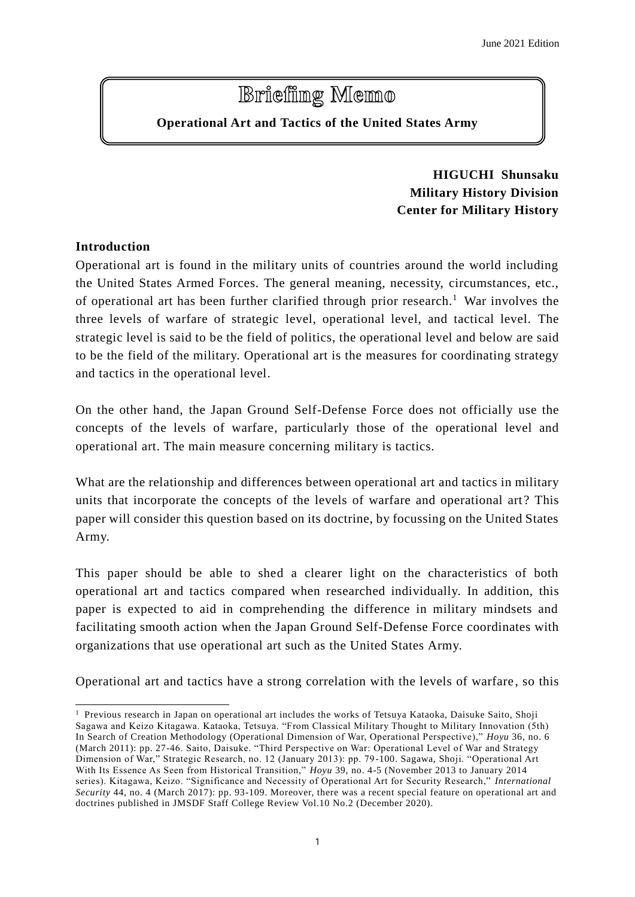June 2021 Edition

# Briefing Memo

**Operational Art and Tactics of the United States Army**

**HIGUCHI Shunsaku**
**Military History Division**
**Center for Military History**

## Introduction

Operational art is found in the military units of countries around the world including the United States Armed Forces. The general meaning, necessity, circumstances, etc., of operational art has been further clarified through prior research.[1] War involves the three levels of warfare of strategic level, operational level, and tactical level. The strategic level is said to be the field of politics, the operational level and below are said to be the field of the military. Operational art is the measures for coordinating strategy and tactics in the operational level.

On the other hand, the Japan Ground Self-Defense Force does not officially use the concepts of the levels of warfare, particularly those of the operational level and operational art. The main measure concerning military is tactics.

What are the relationship and differences between operational art and tactics in military units that incorporate the concepts of the levels of warfare and operational art? This paper will consider this question based on its doctrine, by focussing on the United States Army.

This paper should be able to shed a clearer light on the characteristics of both operational art and tactics compared when researched individually. In addition, this paper is expected to aid in comprehending the difference in military mindsets and facilitating smooth action when the Japan Ground Self-Defense Force coordinates with organizations that use operational art such as the United States Army.

Operational art and tactics have a strong correlation with the levels of warfare, so this

[1] Previous research in Japan on operational art includes the works of Tetsuya Kataoka, Daisuke Saito, Shoji Sagawa and Keizo Kitagawa. Kataoka, Tetsuya. "From Classical Military Thought to Military Innovation (5th) In Search of Creation Methodology (Operational Dimension of War, Operational Perspective)," *Hoyu* 36, no. 6 (March 2011): pp. 27-46. Saito, Daisuke. "Third Perspective on War: Operational Level of War and Strategy Dimension of War," Strategic Research, no. 12 (January 2013): pp. 79-100. Sagawa, Shoji. "Operational Art With Its Essence As Seen from Historical Transition," *Hoyu* 39, no. 4-5 (November 2013 to January 2014 series). Kitagawa, Keizo. "Significance and Necessity of Operational Art for Security Research," *International Security* 44, no. 4 (March 2017): pp. 93-109. Moreover, there was a recent special feature on operational art and doctrines published in JMSDF Staff College Review Vol.10 No.2 (December 2020).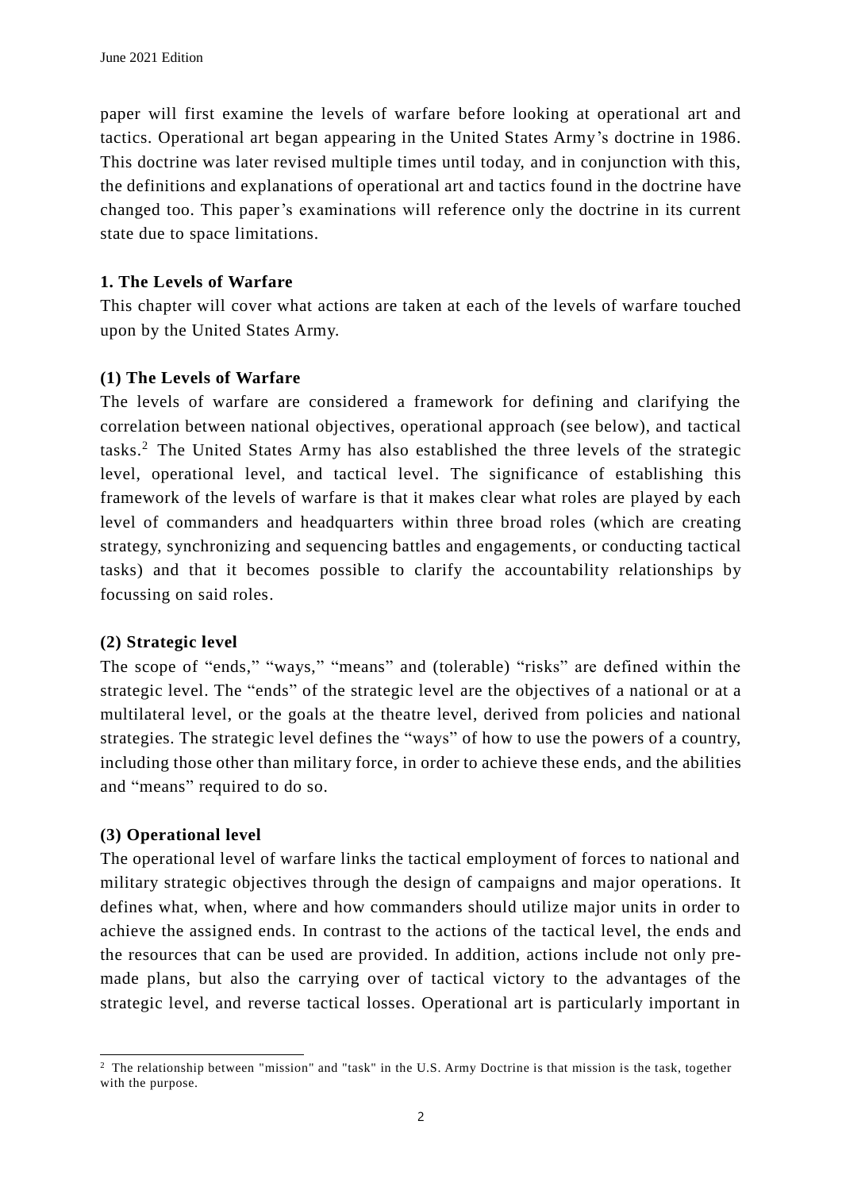paper will first examine the levels of warfare before looking at operational art and tactics. Operational art began appearing in the United States Army's doctrine in 1986. This doctrine was later revised multiple times until today, and in conjunction with this, the definitions and explanations of operational art and tactics found in the doctrine have changed too. This paper's examinations will reference only the doctrine in its current state due to space limitations.

## 1. The Levels of Warfare

This chapter will cover what actions are taken at each of the levels of warfare touched upon by the United States Army.

### (1) The Levels of Warfare

The levels of warfare are considered a framework for defining and clarifying the correlation between national objectives, operational approach (see below), and tactical tasks.[2] The United States Army has also established the three levels of the strategic level, operational level, and tactical level. The significance of establishing this framework of the levels of warfare is that it makes clear what roles are played by each level of commanders and headquarters within three broad roles (which are creating strategy, synchronizing and sequencing battles and engagements, or conducting tactical tasks) and that it becomes possible to clarify the accountability relationships by focussing on said roles.

### (2) Strategic level

The scope of "ends," "ways," "means" and (tolerable) "risks" are defined within the strategic level. The "ends" of the strategic level are the objectives of a national or at a multilateral level, or the goals at the theatre level, derived from policies and national strategies. The strategic level defines the "ways" of how to use the powers of a country, including those other than military force, in order to achieve these ends, and the abilities and "means" required to do so.

### (3) Operational level

The operational level of warfare links the tactical employment of forces to national and military strategic objectives through the design of campaigns and major operations. It defines what, when, where and how commanders should utilize major units in order to achieve the assigned ends. In contrast to the actions of the tactical level, the ends and the resources that can be used are provided. In addition, actions include not only pre-made plans, but also the carrying over of tactical victory to the advantages of the strategic level, and reverse tactical losses. Operational art is particularly important in

---

[2] The relationship between "mission" and "task" in the U.S. Army Doctrine is that mission is the task, together with the purpose.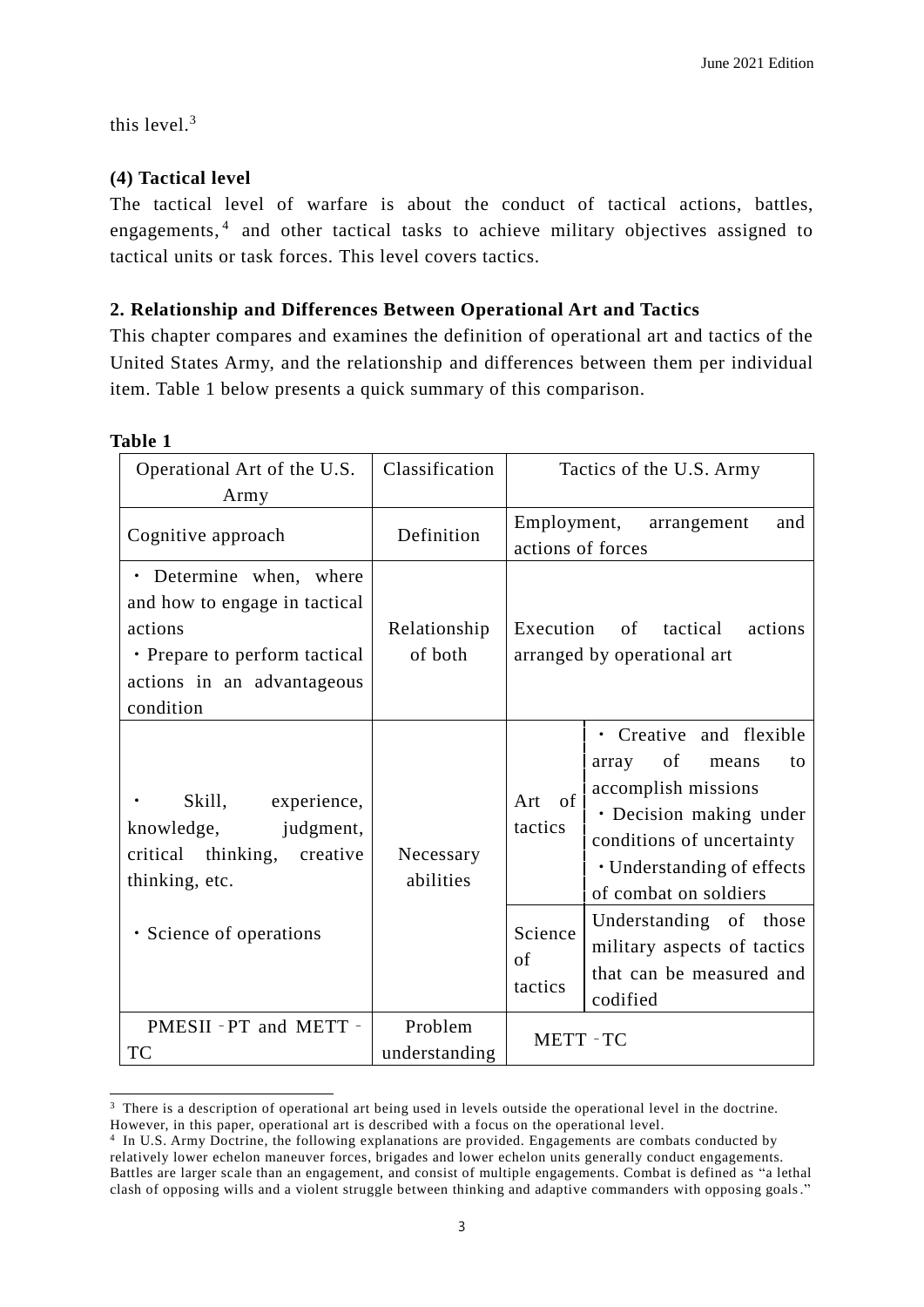this level.[3]

**(4) Tactical level**

The tactical level of warfare is about the conduct of tactical actions, battles, engagements,[4] and other tactical tasks to achieve military objectives assigned to tactical units or task forces. This level covers tactics.

**2. Relationship and Differences Between Operational Art and Tactics**

This chapter compares and examines the definition of operational art and tactics of the United States Army, and the relationship and differences between them per individual item. Table 1 below presents a quick summary of this comparison.

**Table 1**

| Operational Art of the U.S. Army | Classification | Tactics of the U.S. Army | |
|---|---|---|---|
| Cognitive approach | Definition | Employment, arrangement and actions of forces | |
| ・Determine when, where and how to engage in tactical actions<br>・Prepare to perform tactical actions in an advantageous condition | Relationship of both | Execution of tactical actions arranged by operational art | |
| ・Skill, experience, knowledge, judgment, critical thinking, creative thinking, etc.<br><br>・Science of operations | Necessary abilities | Art of tactics | ・Creative and flexible array of means to accomplish missions<br>・Decision making under conditions of uncertainty<br>・Understanding of effects of combat on soldiers |
| | | Science of tactics | Understanding of those military aspects of tactics that can be measured and codified |
| PMESII‐PT and METT‐TC | Problem understanding | METT‐TC | |

---

[3] There is a description of operational art being used in levels outside the operational level in the doctrine. However, in this paper, operational art is described with a focus on the operational level.

[4] In U.S. Army Doctrine, the following explanations are provided. Engagements are combats conducted by relatively lower echelon maneuver forces, brigades and lower echelon units generally conduct engagements. Battles are larger scale than an engagement, and consist of multiple engagements. Combat is defined as "a lethal clash of opposing wills and a violent struggle between thinking and adaptive commanders with opposing goals."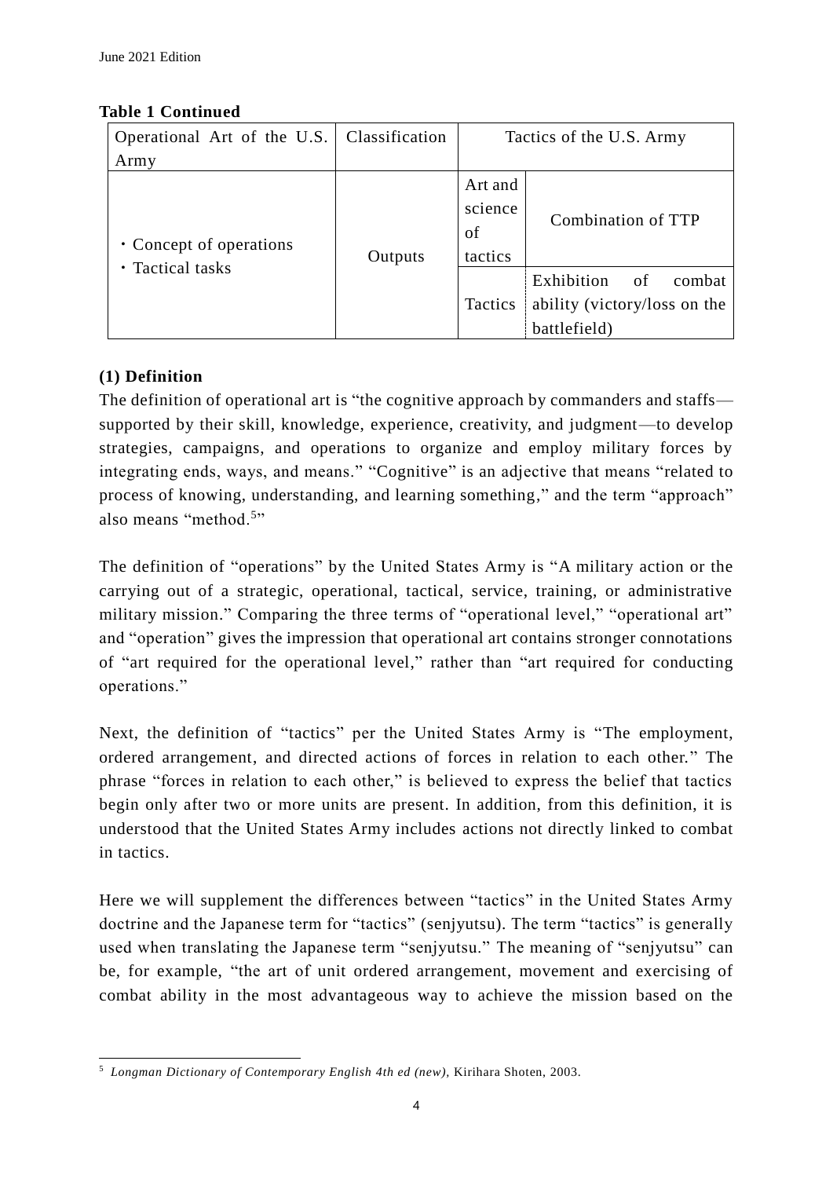**Table 1 Continued**

| Operational Art of the U.S. Army | Classification | Tactics of the U.S. Army | |
|---|---|---|---|
| ・Concept of operations<br>・Tactical tasks | Outputs | Art and science of tactics | Combination of TTP |
| | | Tactics | Exhibition of combat ability (victory/loss on the battlefield) |

**(1) Definition**

The definition of operational art is "the cognitive approach by commanders and staffs—supported by their skill, knowledge, experience, creativity, and judgment—to develop strategies, campaigns, and operations to organize and employ military forces by integrating ends, ways, and means." "Cognitive" is an adjective that means "related to process of knowing, understanding, and learning something," and the term "approach" also means "method.[5]"

The definition of "operations" by the United States Army is "A military action or the carrying out of a strategic, operational, tactical, service, training, or administrative military mission." Comparing the three terms of "operational level," "operational art" and "operation" gives the impression that operational art contains stronger connotations of "art required for the operational level," rather than "art required for conducting operations."

Next, the definition of "tactics" per the United States Army is "The employment, ordered arrangement, and directed actions of forces in relation to each other." The phrase "forces in relation to each other," is believed to express the belief that tactics begin only after two or more units are present. In addition, from this definition, it is understood that the United States Army includes actions not directly linked to combat in tactics.

Here we will supplement the differences between "tactics" in the United States Army doctrine and the Japanese term for "tactics" (senjyutsu). The term "tactics" is generally used when translating the Japanese term "senjyutsu." The meaning of "senjyutsu" can be, for example, "the art of unit ordered arrangement, movement and exercising of combat ability in the most advantageous way to achieve the mission based on the

---

[5] *Longman Dictionary of Contemporary English 4th ed (new)*, Kirihara Shoten, 2003.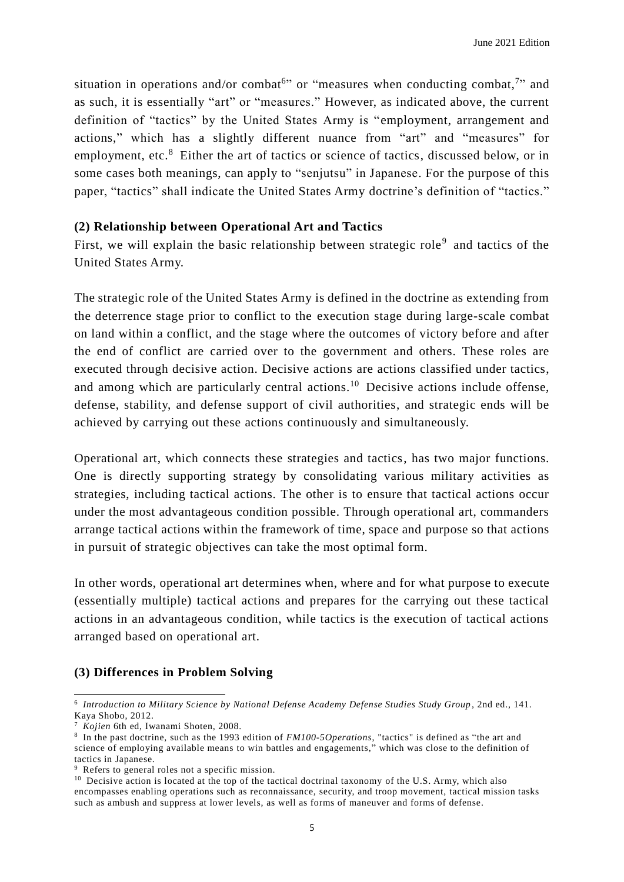situation in operations and/or combat[6]" or "measures when conducting combat,[7]" and as such, it is essentially "art" or "measures." However, as indicated above, the current definition of "tactics" by the United States Army is "employment, arrangement and actions," which has a slightly different nuance from "art" and "measures" for employment, etc.[8] Either the art of tactics or science of tactics, discussed below, or in some cases both meanings, can apply to "senjutsu" in Japanese. For the purpose of this paper, "tactics" shall indicate the United States Army doctrine's definition of "tactics."

**(2) Relationship between Operational Art and Tactics**

First, we will explain the basic relationship between strategic role[9] and tactics of the United States Army.

The strategic role of the United States Army is defined in the doctrine as extending from the deterrence stage prior to conflict to the execution stage during large-scale combat on land within a conflict, and the stage where the outcomes of victory before and after the end of conflict are carried over to the government and others. These roles are executed through decisive action. Decisive actions are actions classified under tactics, and among which are particularly central actions.[10] Decisive actions include offense, defense, stability, and defense support of civil authorities, and strategic ends will be achieved by carrying out these actions continuously and simultaneously.

Operational art, which connects these strategies and tactics, has two major functions. One is directly supporting strategy by consolidating various military activities as strategies, including tactical actions. The other is to ensure that tactical actions occur under the most advantageous condition possible. Through operational art, commanders arrange tactical actions within the framework of time, space and purpose so that actions in pursuit of strategic objectives can take the most optimal form.

In other words, operational art determines when, where and for what purpose to execute (essentially multiple) tactical actions and prepares for the carrying out these tactical actions in an advantageous condition, while tactics is the execution of tactical actions arranged based on operational art.

**(3) Differences in Problem Solving**

---

[6] *Introduction to Military Science by National Defense Academy Defense Studies Study Group*, 2nd ed., 141. Kaya Shobo, 2012.

[7] *Kojien* 6th ed, Iwanami Shoten, 2008.

[8] In the past doctrine, such as the 1993 edition of *FM100-5Operations*, "tactics" is defined as "the art and science of employing available means to win battles and engagements," which was close to the definition of tactics in Japanese.

[9] Refers to general roles not a specific mission.

[10] Decisive action is located at the top of the tactical doctrinal taxonomy of the U.S. Army, which also encompasses enabling operations such as reconnaissance, security, and troop movement, tactical mission tasks such as ambush and suppress at lower levels, as well as forms of maneuver and forms of defense.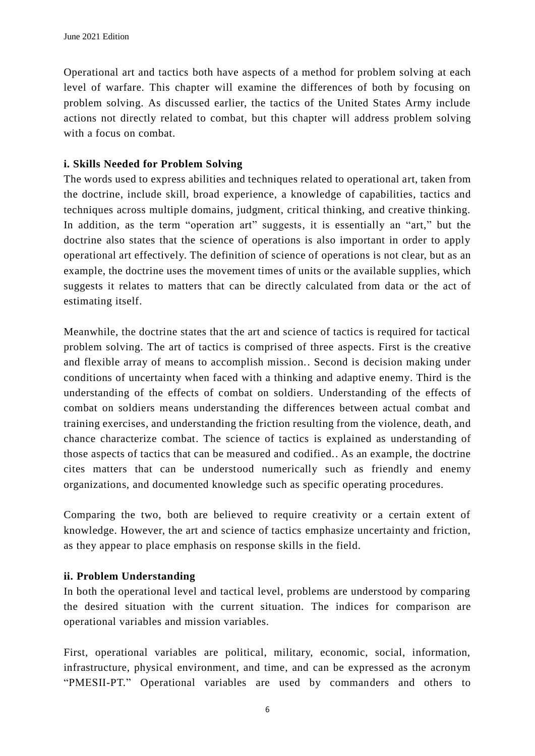Operational art and tactics both have aspects of a method for problem solving at each level of warfare. This chapter will examine the differences of both by focusing on problem solving. As discussed earlier, the tactics of the United States Army include actions not directly related to combat, but this chapter will address problem solving with a focus on combat.

**i. Skills Needed for Problem Solving**

The words used to express abilities and techniques related to operational art, taken from the doctrine, include skill, broad experience, a knowledge of capabilities, tactics and techniques across multiple domains, judgment, critical thinking, and creative thinking. In addition, as the term "operation art" suggests, it is essentially an "art," but the doctrine also states that the science of operations is also important in order to apply operational art effectively. The definition of science of operations is not clear, but as an example, the doctrine uses the movement times of units or the available supplies, which suggests it relates to matters that can be directly calculated from data or the act of estimating itself.

Meanwhile, the doctrine states that the art and science of tactics is required for tactical problem solving. The art of tactics is comprised of three aspects. First is the creative and flexible array of means to accomplish mission.. Second is decision making under conditions of uncertainty when faced with a thinking and adaptive enemy. Third is the understanding of the effects of combat on soldiers. Understanding of the effects of combat on soldiers means understanding the differences between actual combat and training exercises, and understanding the friction resulting from the violence, death, and chance characterize combat. The science of tactics is explained as understanding of those aspects of tactics that can be measured and codified.. As an example, the doctrine cites matters that can be understood numerically such as friendly and enemy organizations, and documented knowledge such as specific operating procedures.

Comparing the two, both are believed to require creativity or a certain extent of knowledge. However, the art and science of tactics emphasize uncertainty and friction, as they appear to place emphasis on response skills in the field.

**ii. Problem Understanding**

In both the operational level and tactical level, problems are understood by comparing the desired situation with the current situation. The indices for comparison are operational variables and mission variables.

First, operational variables are political, military, economic, social, information, infrastructure, physical environment, and time, and can be expressed as the acronym "PMESII-PT." Operational variables are used by commanders and others to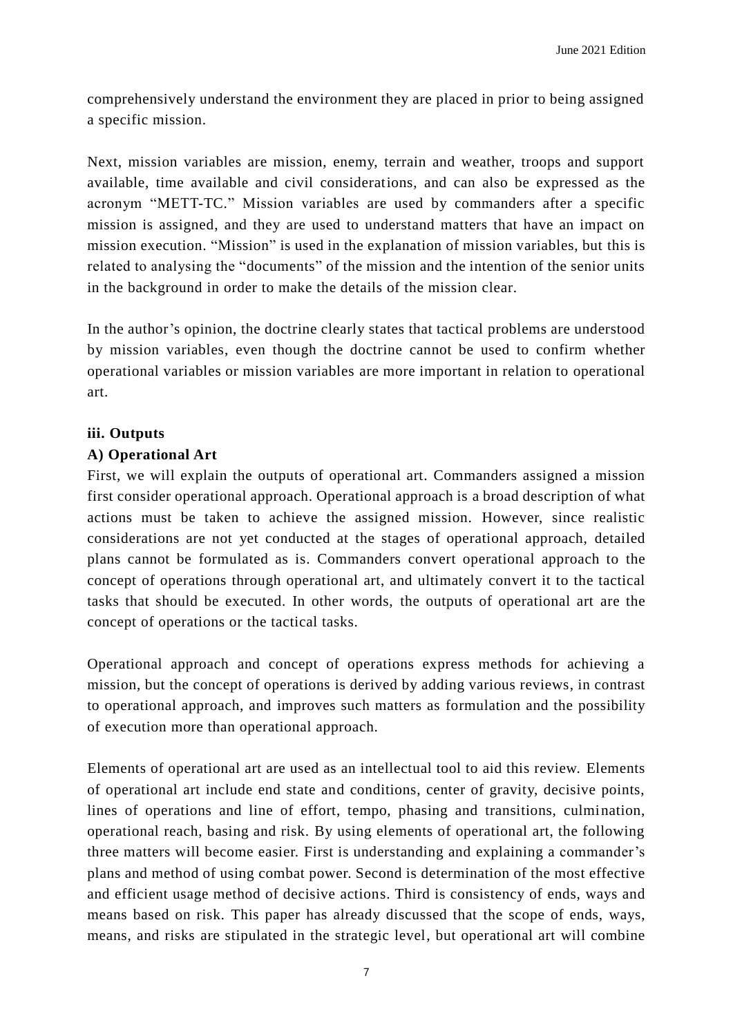comprehensively understand the environment they are placed in prior to being assigned a specific mission.

Next, mission variables are mission, enemy, terrain and weather, troops and support available, time available and civil considerations, and can also be expressed as the acronym "METT-TC." Mission variables are used by commanders after a specific mission is assigned, and they are used to understand matters that have an impact on mission execution. "Mission" is used in the explanation of mission variables, but this is related to analysing the "documents" of the mission and the intention of the senior units in the background in order to make the details of the mission clear.

In the author's opinion, the doctrine clearly states that tactical problems are understood by mission variables, even though the doctrine cannot be used to confirm whether operational variables or mission variables are more important in relation to operational art.

**iii. Outputs**

**A) Operational Art**

First, we will explain the outputs of operational art. Commanders assigned a mission first consider operational approach. Operational approach is a broad description of what actions must be taken to achieve the assigned mission. However, since realistic considerations are not yet conducted at the stages of operational approach, detailed plans cannot be formulated as is. Commanders convert operational approach to the concept of operations through operational art, and ultimately convert it to the tactical tasks that should be executed. In other words, the outputs of operational art are the concept of operations or the tactical tasks.

Operational approach and concept of operations express methods for achieving a mission, but the concept of operations is derived by adding various reviews, in contrast to operational approach, and improves such matters as formulation and the possibility of execution more than operational approach.

Elements of operational art are used as an intellectual tool to aid this review. Elements of operational art include end state and conditions, center of gravity, decisive points, lines of operations and line of effort, tempo, phasing and transitions, culmination, operational reach, basing and risk. By using elements of operational art, the following three matters will become easier. First is understanding and explaining a commander's plans and method of using combat power. Second is determination of the most effective and efficient usage method of decisive actions. Third is consistency of ends, ways and means based on risk. This paper has already discussed that the scope of ends, ways, means, and risks are stipulated in the strategic level, but operational art will combine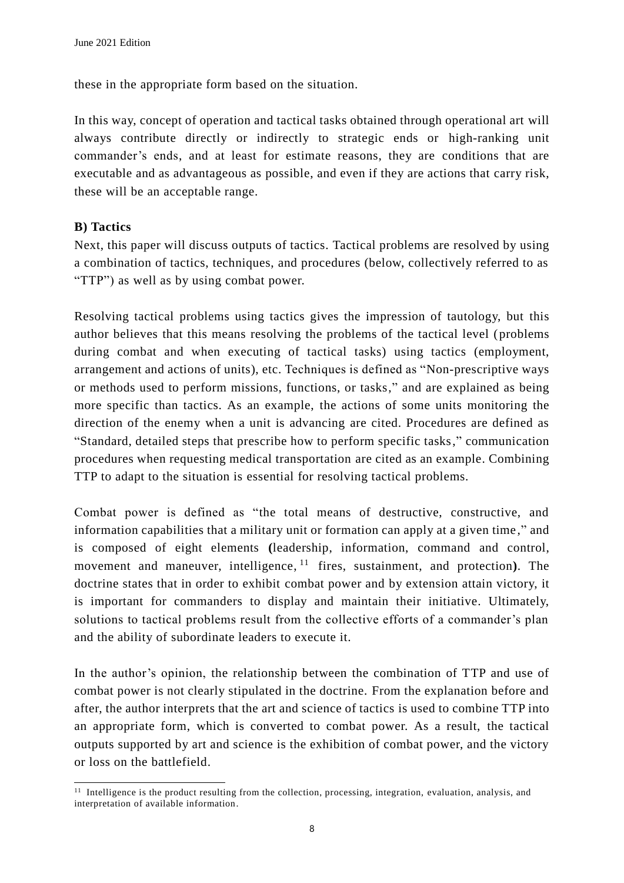these in the appropriate form based on the situation.

In this way, concept of operation and tactical tasks obtained through operational art will always contribute directly or indirectly to strategic ends or high-ranking unit commander's ends, and at least for estimate reasons, they are conditions that are executable and as advantageous as possible, and even if they are actions that carry risk, these will be an acceptable range.

**B) Tactics**

Next, this paper will discuss outputs of tactics. Tactical problems are resolved by using a combination of tactics, techniques, and procedures (below, collectively referred to as "TTP") as well as by using combat power.

Resolving tactical problems using tactics gives the impression of tautology, but this author believes that this means resolving the problems of the tactical level (problems during combat and when executing of tactical tasks) using tactics (employment, arrangement and actions of units), etc. Techniques is defined as "Non-prescriptive ways or methods used to perform missions, functions, or tasks," and are explained as being more specific than tactics. As an example, the actions of some units monitoring the direction of the enemy when a unit is advancing are cited. Procedures are defined as "Standard, detailed steps that prescribe how to perform specific tasks," communication procedures when requesting medical transportation are cited as an example. Combining TTP to adapt to the situation is essential for resolving tactical problems.

Combat power is defined as "the total means of destructive, constructive, and information capabilities that a military unit or formation can apply at a given time," and is composed of eight elements **(**leadership, information, command and control, movement and maneuver, intelligence,[11] fires, sustainment, and protection**)**. The doctrine states that in order to exhibit combat power and by extension attain victory, it is important for commanders to display and maintain their initiative. Ultimately, solutions to tactical problems result from the collective efforts of a commander's plan and the ability of subordinate leaders to execute it.

In the author's opinion, the relationship between the combination of TTP and use of combat power is not clearly stipulated in the doctrine. From the explanation before and after, the author interprets that the art and science of tactics is used to combine TTP into an appropriate form, which is converted to combat power. As a result, the tactical outputs supported by art and science is the exhibition of combat power, and the victory or loss on the battlefield.

[11] Intelligence is the product resulting from the collection, processing, integration, evaluation, analysis, and interpretation of available information.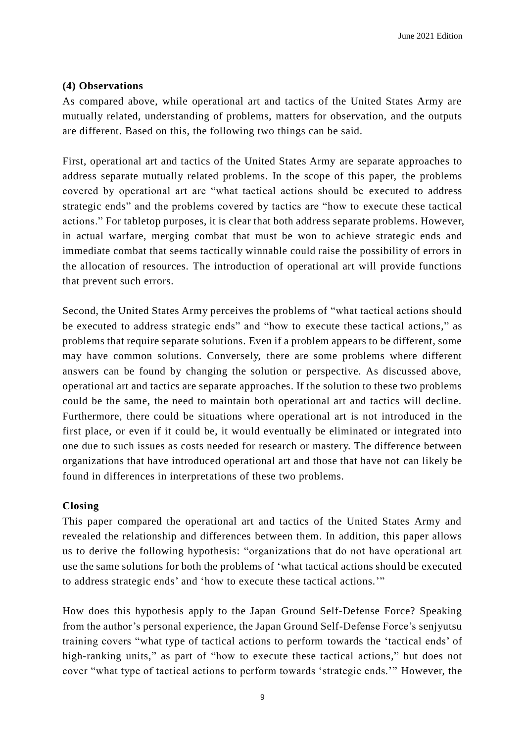### (4) Observations

As compared above, while operational art and tactics of the United States Army are mutually related, understanding of problems, matters for observation, and the outputs are different. Based on this, the following two things can be said.

First, operational art and tactics of the United States Army are separate approaches to address separate mutually related problems. In the scope of this paper, the problems covered by operational art are "what tactical actions should be executed to address strategic ends" and the problems covered by tactics are "how to execute these tactical actions." For tabletop purposes, it is clear that both address separate problems. However, in actual warfare, merging combat that must be won to achieve strategic ends and immediate combat that seems tactically winnable could raise the possibility of errors in the allocation of resources. The introduction of operational art will provide functions that prevent such errors.

Second, the United States Army perceives the problems of "what tactical actions should be executed to address strategic ends" and "how to execute these tactical actions," as problems that require separate solutions. Even if a problem appears to be different, some may have common solutions. Conversely, there are some problems where different answers can be found by changing the solution or perspective. As discussed above, operational art and tactics are separate approaches. If the solution to these two problems could be the same, the need to maintain both operational art and tactics will decline. Furthermore, there could be situations where operational art is not introduced in the first place, or even if it could be, it would eventually be eliminated or integrated into one due to such issues as costs needed for research or mastery. The difference between organizations that have introduced operational art and those that have not can likely be found in differences in interpretations of these two problems.

### Closing

This paper compared the operational art and tactics of the United States Army and revealed the relationship and differences between them. In addition, this paper allows us to derive the following hypothesis: "organizations that do not have operational art use the same solutions for both the problems of 'what tactical actions should be executed to address strategic ends' and 'how to execute these tactical actions.'"

How does this hypothesis apply to the Japan Ground Self-Defense Force? Speaking from the author's personal experience, the Japan Ground Self-Defense Force's senjyutsu training covers "what type of tactical actions to perform towards the 'tactical ends' of high-ranking units," as part of "how to execute these tactical actions," but does not cover "what type of tactical actions to perform towards 'strategic ends.'" However, the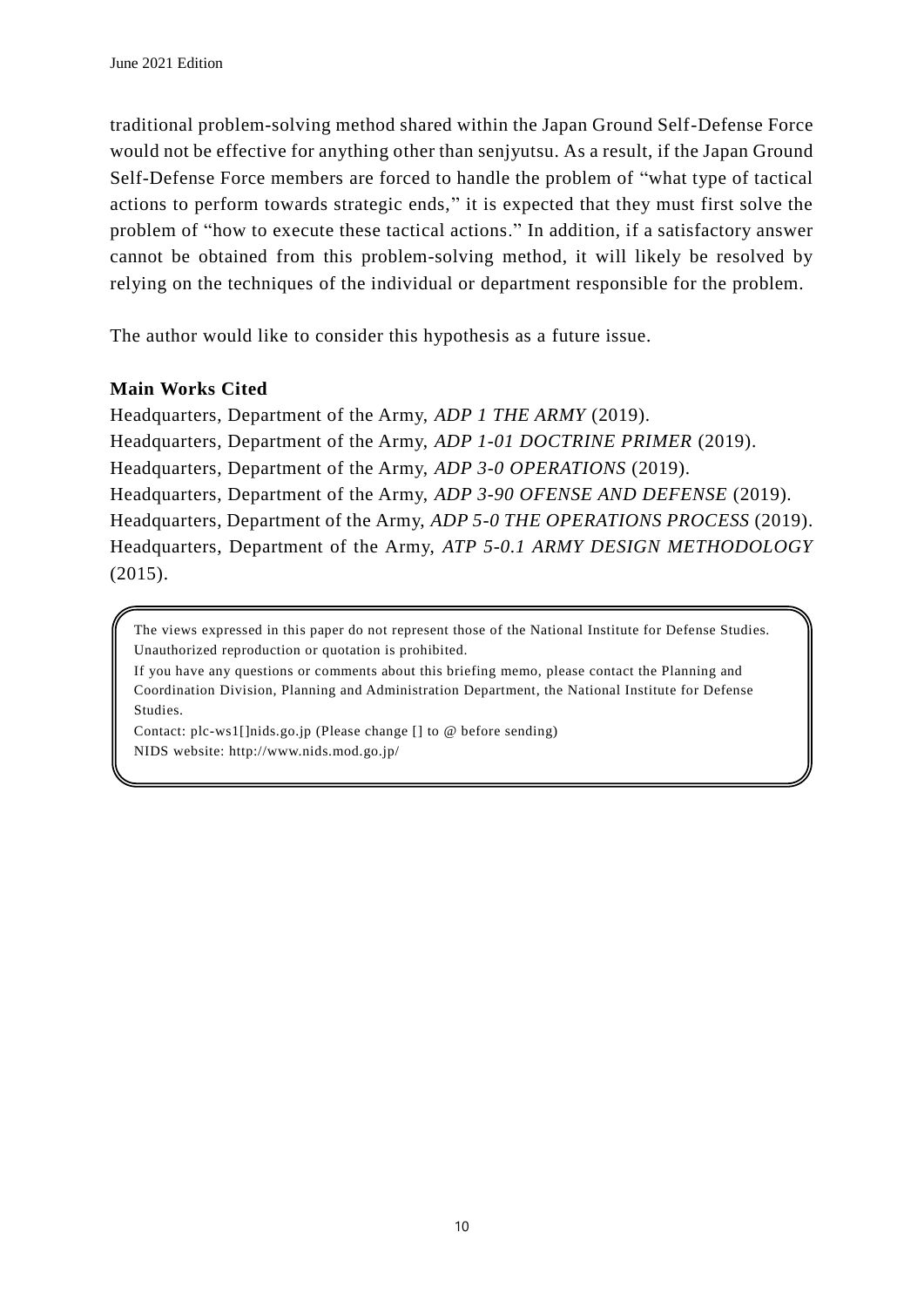traditional problem-solving method shared within the Japan Ground Self-Defense Force would not be effective for anything other than senjyutsu. As a result, if the Japan Ground Self-Defense Force members are forced to handle the problem of "what type of tactical actions to perform towards strategic ends," it is expected that they must first solve the problem of "how to execute these tactical actions." In addition, if a satisfactory answer cannot be obtained from this problem-solving method, it will likely be resolved by relying on the techniques of the individual or department responsible for the problem.

The author would like to consider this hypothesis as a future issue.

**Main Works Cited**

Headquarters, Department of the Army, *ADP 1 THE ARMY* (2019).
Headquarters, Department of the Army, *ADP 1-01 DOCTRINE PRIMER* (2019).
Headquarters, Department of the Army, *ADP 3-0 OPERATIONS* (2019).
Headquarters, Department of the Army, *ADP 3-90 OFENSE AND DEFENSE* (2019).
Headquarters, Department of the Army, *ADP 5-0 THE OPERATIONS PROCESS* (2019).
Headquarters, Department of the Army, *ATP 5-0.1 ARMY DESIGN METHODOLOGY* (2015).

The views expressed in this paper do not represent those of the National Institute for Defense Studies. Unauthorized reproduction or quotation is prohibited.
If you have any questions or comments about this briefing memo, please contact the Planning and Coordination Division, Planning and Administration Department, the National Institute for Defense Studies.
Contact: plc-ws1[]nids.go.jp (Please change [] to @ before sending)
NIDS website: http://www.nids.mod.go.jp/